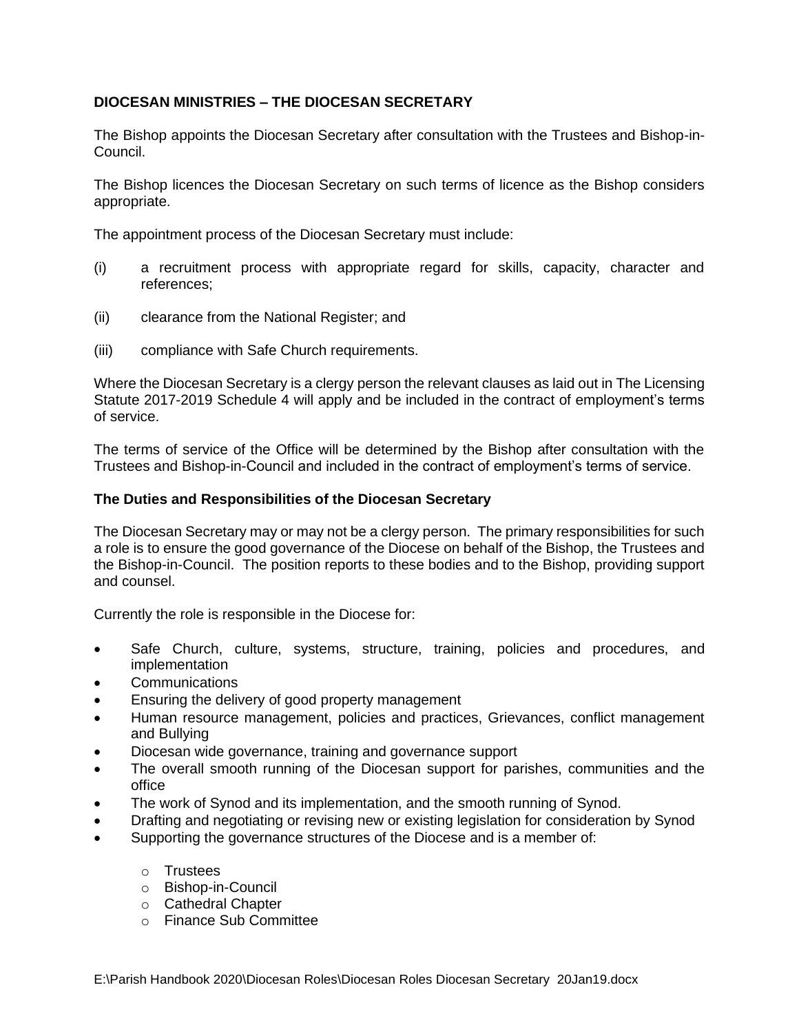## DIOCESAN MINISTRIES – THE DIOCESAN SECRETARY

The Bishop appoints the Diocesan Secretary after consultation with the Trustees and Bishop-in-Council.

The Bishop licences the Diocesan Secretary on such terms of licence as the Bishop considers appropriate.

The appointment process of the Diocesan Secretary must include:

(i) a recruitment process with appropriate regard for skills, capacity, character and references;

(ii) clearance from the National Register; and

(iii) compliance with Safe Church requirements.

Where the Diocesan Secretary is a clergy person the relevant clauses as laid out in The Licensing Statute 2017-2019 Schedule 4 will apply and be included in the contract of employment's terms of service.

The terms of service of the Office will be determined by the Bishop after consultation with the Trustees and Bishop-in-Council and included in the contract of employment's terms of service.

### The Duties and Responsibilities of the Diocesan Secretary

The Diocesan Secretary may or may not be a clergy person. The primary responsibilities for such a role is to ensure the good governance of the Diocese on behalf of the Bishop, the Trustees and the Bishop-in-Council. The position reports to these bodies and to the Bishop, providing support and counsel.

Currently the role is responsible in the Diocese for:

- Safe Church, culture, systems, structure, training, policies and procedures, and implementation
- Communications
- Ensuring the delivery of good property management
- Human resource management, policies and practices, Grievances, conflict management and Bullying
- Diocesan wide governance, training and governance support
- The overall smooth running of the Diocesan support for parishes, communities and the office
- The work of Synod and its implementation, and the smooth running of Synod.
- Drafting and negotiating or revising new or existing legislation for consideration by Synod
- Supporting the governance structures of the Diocese and is a member of:
  - Trustees
  - Bishop-in-Council
  - Cathedral Chapter
  - Finance Sub Committee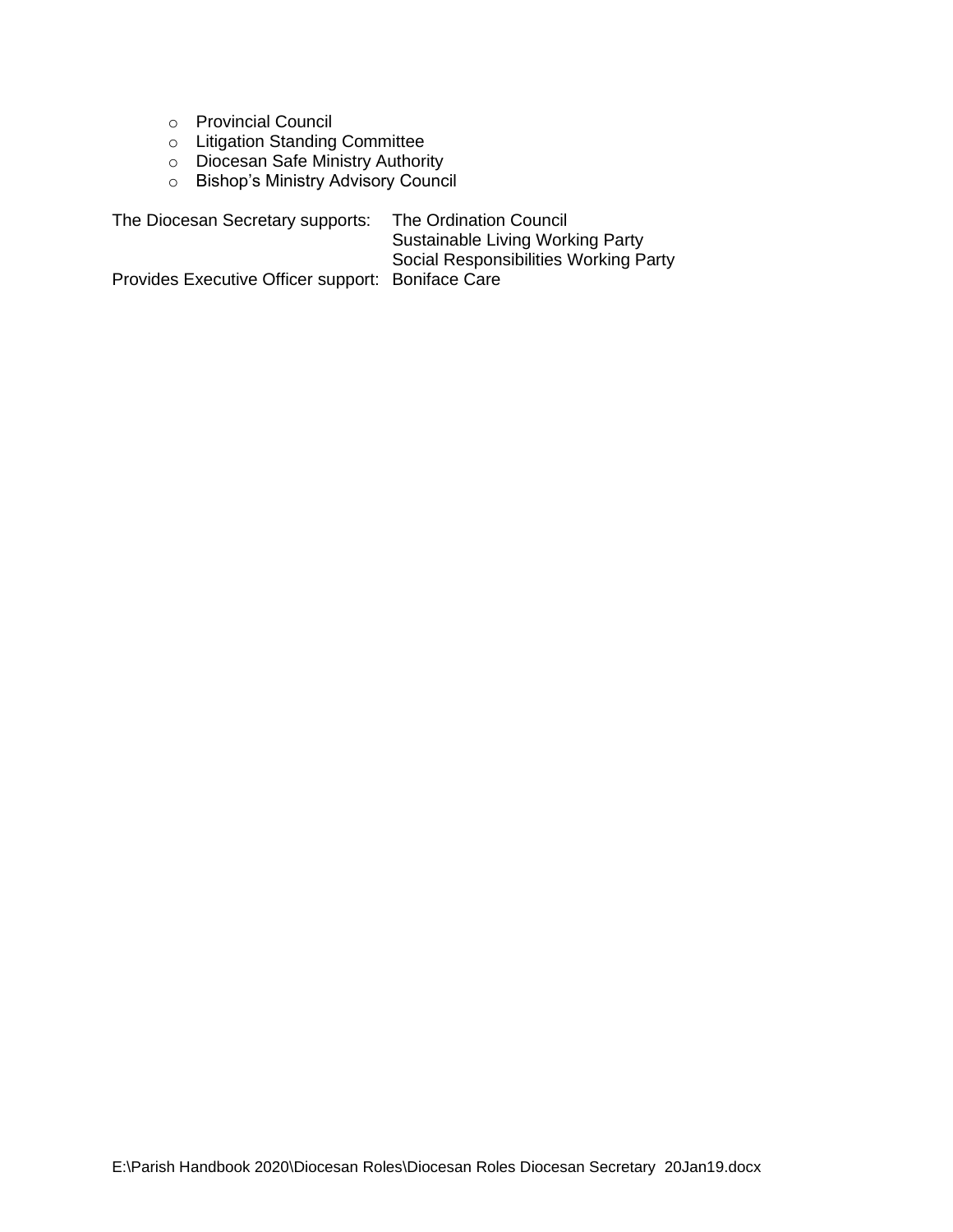- Provincial Council
- Litigation Standing Committee
- Diocesan Safe Ministry Authority
- Bishop's Ministry Advisory Council

| | |
|---|---|
| The Diocesan Secretary supports: | The Ordination Council<br>Sustainable Living Working Party<br>Social Responsibilities Working Party |
| Provides Executive Officer support: | Boniface Care |

E:\Parish Handbook 2020\Diocesan Roles\Diocesan Roles Diocesan Secretary 20Jan19.docx